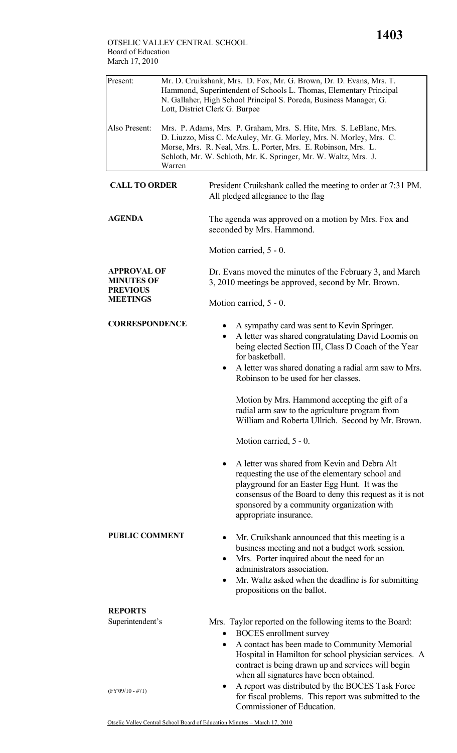OTSELIC VALLEY CENTRAL SCHOOL
Board of Education
March 17, 2010

| | |
|---|---|
| Present: | Mr. D. Cruikshank, Mrs. D. Fox, Mr. G. Brown, Dr. D. Evans, Mrs. T. Hammond, Superintendent of Schools L. Thomas, Elementary Principal N. Gallaher, High School Principal S. Poreda, Business Manager, G. Lott, District Clerk G. Burpee |
| Also Present: | Mrs. P. Adams, Mrs. P. Graham, Mrs. S. Hite, Mrs. S. LeBlanc, Mrs. D. Liuzzo, Miss C. McAuley, Mr. G. Morley, Mrs. N. Morley, Mrs. C. Morse, Mrs. R. Neal, Mrs. L. Porter, Mrs. E. Robinson, Mrs. L. Schloth, Mr. W. Schloth, Mr. K. Springer, Mr. W. Waltz, Mrs. J. Warren |

**CALL TO ORDER**

President Cruikshank called the meeting to order at 7:31 PM. All pledged allegiance to the flag

**AGENDA**

The agenda was approved on a motion by Mrs. Fox and seconded by Mrs. Hammond.

Motion carried, 5 - 0.

**APPROVAL OF MINUTES OF PREVIOUS MEETINGS**

Dr. Evans moved the minutes of the February 3, and March 3, 2010 meetings be approved, second by Mr. Brown.

Motion carried, 5 - 0.

**CORRESPONDENCE**

- A sympathy card was sent to Kevin Springer.
- A letter was shared congratulating David Loomis on being elected Section III, Class D Coach of the Year for basketball.
- A letter was shared donating a radial arm saw to Mrs. Robinson to be used for her classes.

  Motion by Mrs. Hammond accepting the gift of a radial arm saw to the agriculture program from William and Roberta Ullrich. Second by Mr. Brown.

  Motion carried, 5 - 0.

- A letter was shared from Kevin and Debra Alt requesting the use of the elementary school and playground for an Easter Egg Hunt. It was the consensus of the Board to deny this request as it is not sponsored by a community organization with appropriate insurance.

**PUBLIC COMMENT**

- Mr. Cruikshank announced that this meeting is a business meeting and not a budget work session.
- Mrs. Porter inquired about the need for an administrators association.
- Mr. Waltz asked when the deadline is for submitting propositions on the ballot.

**REPORTS**

Superintendent's

Mrs. Taylor reported on the following items to the Board:

- BOCES enrollment survey
- A contact has been made to Community Memorial Hospital in Hamilton for school physician services. A contract is being drawn up and services will begin when all signatures have been obtained.
- (FY'09/10 - #71) A report was distributed by the BOCES Task Force for fiscal problems. This report was submitted to the Commissioner of Education.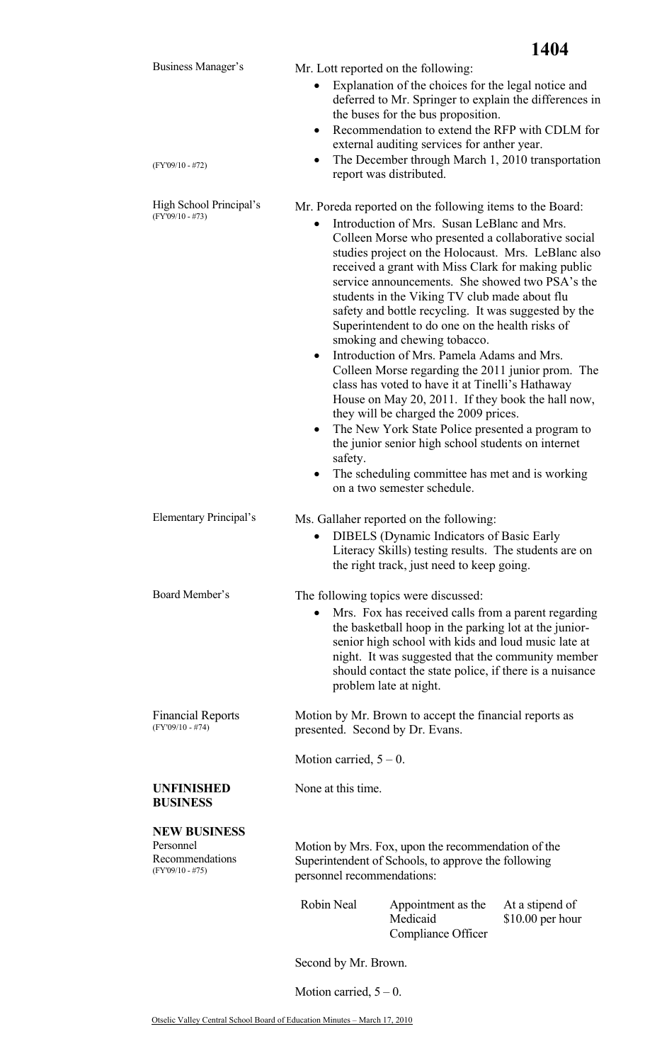**Business Manager's**

(FY'09/10 - #72)

Mr. Lott reported on the following:

- Explanation of the choices for the legal notice and deferred to Mr. Springer to explain the differences in the buses for the bus proposition.
- Recommendation to extend the RFP with CDLM for external auditing services for anther year.
- The December through March 1, 2010 transportation report was distributed.

**High School Principal's**
(FY'09/10 - #73)

Mr. Poreda reported on the following items to the Board:

- Introduction of Mrs. Susan LeBlanc and Mrs. Colleen Morse who presented a collaborative social studies project on the Holocaust. Mrs. LeBlanc also received a grant with Miss Clark for making public service announcements. She showed two PSA's the students in the Viking TV club made about flu safety and bottle recycling. It was suggested by the Superintendent to do one on the health risks of smoking and chewing tobacco.
- Introduction of Mrs. Pamela Adams and Mrs. Colleen Morse regarding the 2011 junior prom. The class has voted to have it at Tinelli's Hathaway House on May 20, 2011. If they book the hall now, they will be charged the 2009 prices.
- The New York State Police presented a program to the junior senior high school students on internet safety.
- The scheduling committee has met and is working on a two semester schedule.

**Elementary Principal's**

Ms. Gallaher reported on the following:

- DIBELS (Dynamic Indicators of Basic Early Literacy Skills) testing results. The students are on the right track, just need to keep going.

**Board Member's**

The following topics were discussed:

- Mrs. Fox has received calls from a parent regarding the basketball hoop in the parking lot at the junior-senior high school with kids and loud music late at night. It was suggested that the community member should contact the state police, if there is a nuisance problem late at night.

**Financial Reports**
(FY'09/10 - #74)

Motion by Mr. Brown to accept the financial reports as presented. Second by Dr. Evans.

Motion carried, 5 – 0.

## UNFINISHED BUSINESS

None at this time.

## NEW BUSINESS

**Personnel Recommendations**
(FY'09/10 - #75)

Motion by Mrs. Fox, upon the recommendation of the Superintendent of Schools, to approve the following personnel recommendations:

| | | |
|---|---|---|
| Robin Neal | Appointment as the Medicaid Compliance Officer | At a stipend of $10.00 per hour |

Second by Mr. Brown.

Motion carried, 5 – 0.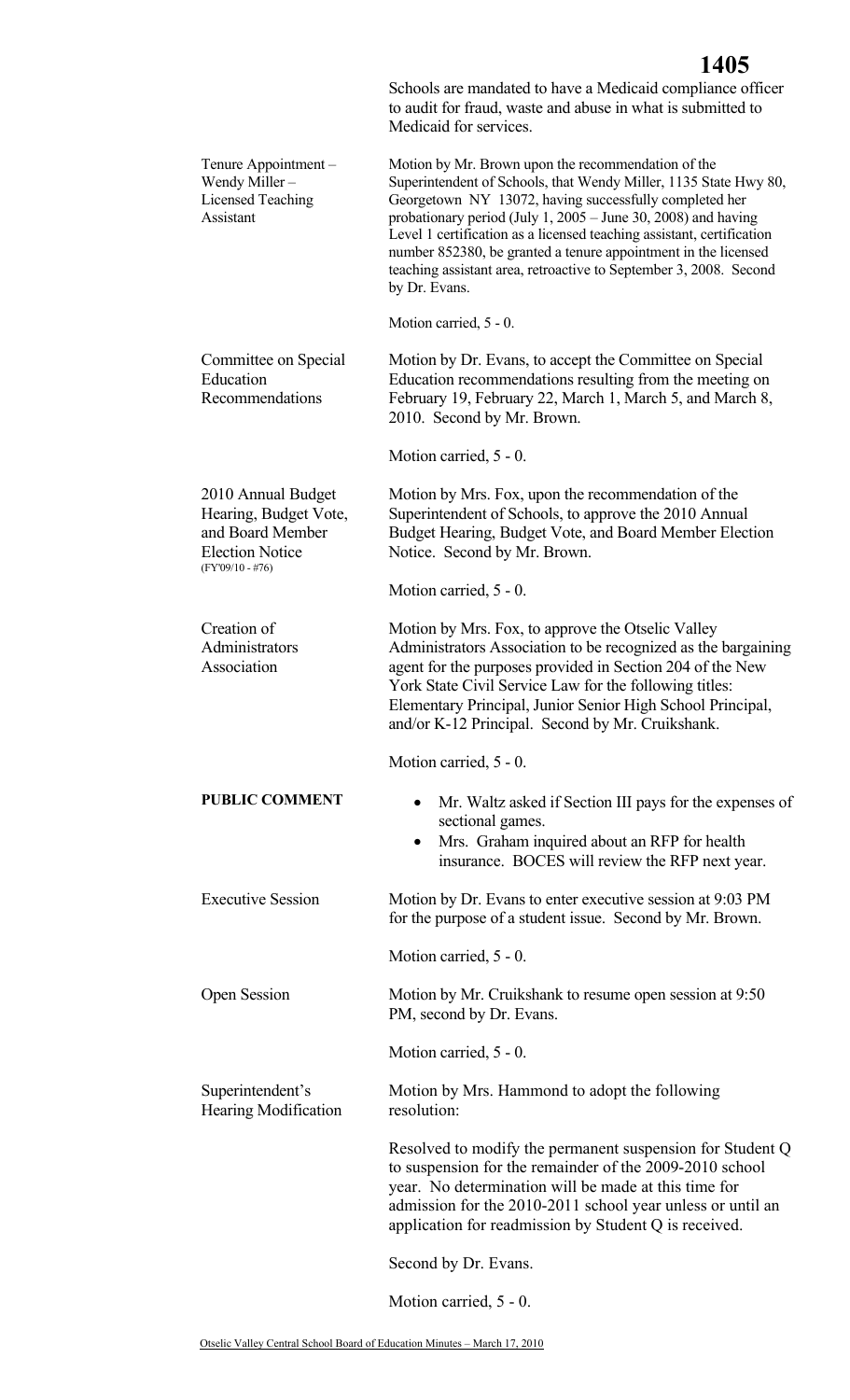Schools are mandated to have a Medicaid compliance officer to audit for fraud, waste and abuse in what is submitted to Medicaid for services.

**Tenure Appointment – Wendy Miller – Licensed Teaching Assistant**

Motion by Mr. Brown upon the recommendation of the Superintendent of Schools, that Wendy Miller, 1135 State Hwy 80, Georgetown NY 13072, having successfully completed her probationary period (July 1, 2005 – June 30, 2008) and having Level 1 certification as a licensed teaching assistant, certification number 852380, be granted a tenure appointment in the licensed teaching assistant area, retroactive to September 3, 2008. Second by Dr. Evans.

Motion carried, 5 - 0.

**Committee on Special Education Recommendations**

Motion by Dr. Evans, to accept the Committee on Special Education recommendations resulting from the meeting on February 19, February 22, March 1, March 5, and March 8, 2010. Second by Mr. Brown.

Motion carried, 5 - 0.

**2010 Annual Budget Hearing, Budget Vote, and Board Member Election Notice** (FY'09/10 - #76)

Motion by Mrs. Fox, upon the recommendation of the Superintendent of Schools, to approve the 2010 Annual Budget Hearing, Budget Vote, and Board Member Election Notice. Second by Mr. Brown.

Motion carried, 5 - 0.

**Creation of Administrators Association**

Motion by Mrs. Fox, to approve the Otselic Valley Administrators Association to be recognized as the bargaining agent for the purposes provided in Section 204 of the New York State Civil Service Law for the following titles: Elementary Principal, Junior Senior High School Principal, and/or K-12 Principal. Second by Mr. Cruikshank.

Motion carried, 5 - 0.

**PUBLIC COMMENT**

- Mr. Waltz asked if Section III pays for the expenses of sectional games.
- Mrs. Graham inquired about an RFP for health insurance. BOCES will review the RFP next year.

**Executive Session**

Motion by Dr. Evans to enter executive session at 9:03 PM for the purpose of a student issue. Second by Mr. Brown.

Motion carried, 5 - 0.

**Open Session**

Motion by Mr. Cruikshank to resume open session at 9:50 PM, second by Dr. Evans.

Motion carried, 5 - 0.

**Superintendent's Hearing Modification**

Motion by Mrs. Hammond to adopt the following resolution:

Resolved to modify the permanent suspension for Student Q to suspension for the remainder of the 2009-2010 school year. No determination will be made at this time for admission for the 2010-2011 school year unless or until an application for readmission by Student Q is received.

Second by Dr. Evans.

Motion carried, 5 - 0.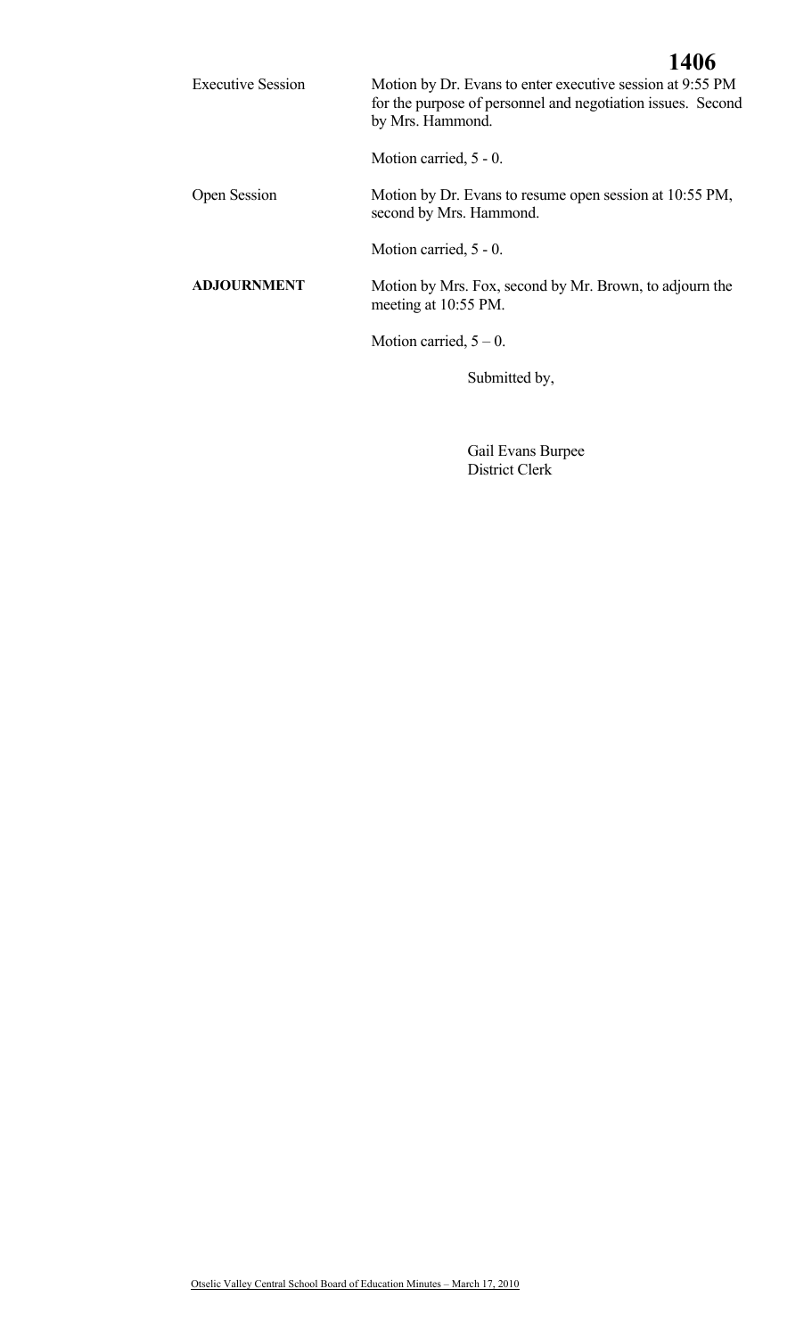Executive Session — Motion by Dr. Evans to enter executive session at 9:55 PM for the purpose of personnel and negotiation issues. Second by Mrs. Hammond.

Motion carried, 5 - 0.

Open Session — Motion by Dr. Evans to resume open session at 10:55 PM, second by Mrs. Hammond.

Motion carried, 5 - 0.

**ADJOURNMENT** — Motion by Mrs. Fox, second by Mr. Brown, to adjourn the meeting at 10:55 PM.

Motion carried, 5 – 0.

Submitted by,

Gail Evans Burpee
District Clerk